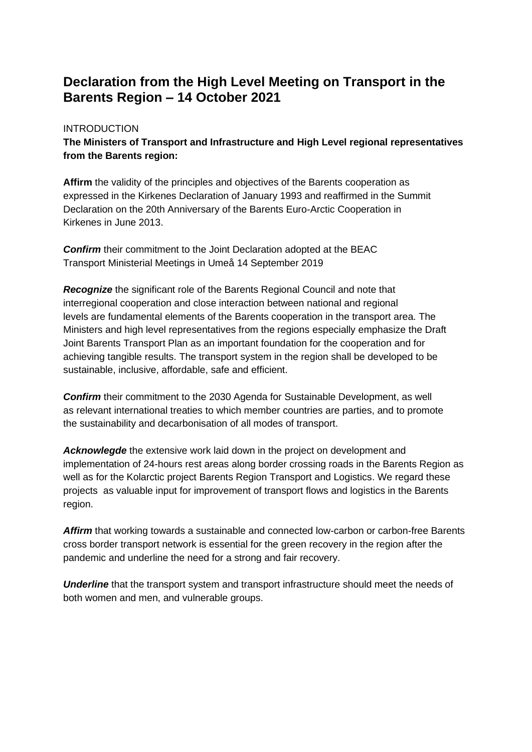# Declaration from the High Level Meeting on Transport in the Barents Region – 14 October 2021

INTRODUCTION

**The Ministers of Transport and Infrastructure and High Level regional representatives from the Barents region:**

**Affirm** the validity of the principles and objectives of the Barents cooperation as expressed in the Kirkenes Declaration of January 1993 and reaffirmed in the Summit Declaration on the 20th Anniversary of the Barents Euro-Arctic Cooperation in Kirkenes in June 2013.

***Confirm*** their commitment to the Joint Declaration adopted at the BEAC Transport Ministerial Meetings in Umeå 14 September 2019

***Recognize*** the significant role of the Barents Regional Council and note that interregional cooperation and close interaction between national and regional levels are fundamental elements of the Barents cooperation in the transport area. The Ministers and high level representatives from the regions especially emphasize the Draft Joint Barents Transport Plan as an important foundation for the cooperation and for achieving tangible results. The transport system in the region shall be developed to be sustainable, inclusive, affordable, safe and efficient.

***Confirm*** their commitment to the 2030 Agenda for Sustainable Development, as well as relevant international treaties to which member countries are parties, and to promote the sustainability and decarbonisation of all modes of transport.

***Acknowlegde*** the extensive work laid down in the project on development and implementation of 24-hours rest areas along border crossing roads in the Barents Region as well as for the Kolarctic project Barents Region Transport and Logistics. We regard these projects as valuable input for improvement of transport flows and logistics in the Barents region.

***Affirm*** that working towards a sustainable and connected low-carbon or carbon-free Barents cross border transport network is essential for the green recovery in the region after the pandemic and underline the need for a strong and fair recovery.

***Underline*** that the transport system and transport infrastructure should meet the needs of both women and men, and vulnerable groups.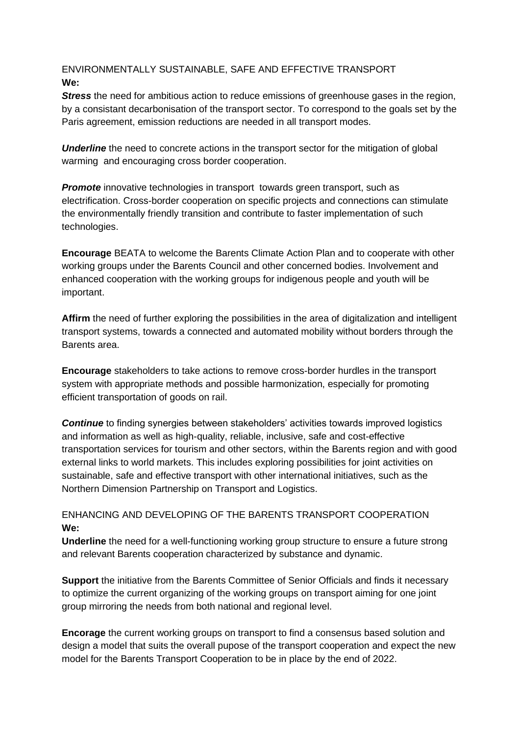ENVIRONMENTALLY SUSTAINABLE, SAFE AND EFFECTIVE TRANSPORT
**We:**

***Stress*** the need for ambitious action to reduce emissions of greenhouse gases in the region, by a consistant decarbonisation of the transport sector. To correspond to the goals set by the Paris agreement, emission reductions are needed in all transport modes.

***Underline*** the need to concrete actions in the transport sector for the mitigation of global warming and encouraging cross border cooperation.

***Promote*** innovative technologies in transport towards green transport, such as electrification. Cross-border cooperation on specific projects and connections can stimulate the environmentally friendly transition and contribute to faster implementation of such technologies.

**Encourage** BEATA to welcome the Barents Climate Action Plan and to cooperate with other working groups under the Barents Council and other concerned bodies. Involvement and enhanced cooperation with the working groups for indigenous people and youth will be important.

**Affirm** the need of further exploring the possibilities in the area of digitalization and intelligent transport systems, towards a connected and automated mobility without borders through the Barents area.

**Encourage** stakeholders to take actions to remove cross-border hurdles in the transport system with appropriate methods and possible harmonization, especially for promoting efficient transportation of goods on rail.

***Continue*** to finding synergies between stakeholders' activities towards improved logistics and information as well as high-quality, reliable, inclusive, safe and cost-effective transportation services for tourism and other sectors, within the Barents region and with good external links to world markets. This includes exploring possibilities for joint activities on sustainable, safe and effective transport with other international initiatives, such as the Northern Dimension Partnership on Transport and Logistics.

ENHANCING AND DEVELOPING OF THE BARENTS TRANSPORT COOPERATION
**We:**

**Underline** the need for a well-functioning working group structure to ensure a future strong and relevant Barents cooperation characterized by substance and dynamic.

**Support** the initiative from the Barents Committee of Senior Officials and finds it necessary to optimize the current organizing of the working groups on transport aiming for one joint group mirroring the needs from both national and regional level.

**Encorage** the current working groups on transport to find a consensus based solution and design a model that suits the overall pupose of the transport cooperation and expect the new model for the Barents Transport Cooperation to be in place by the end of 2022.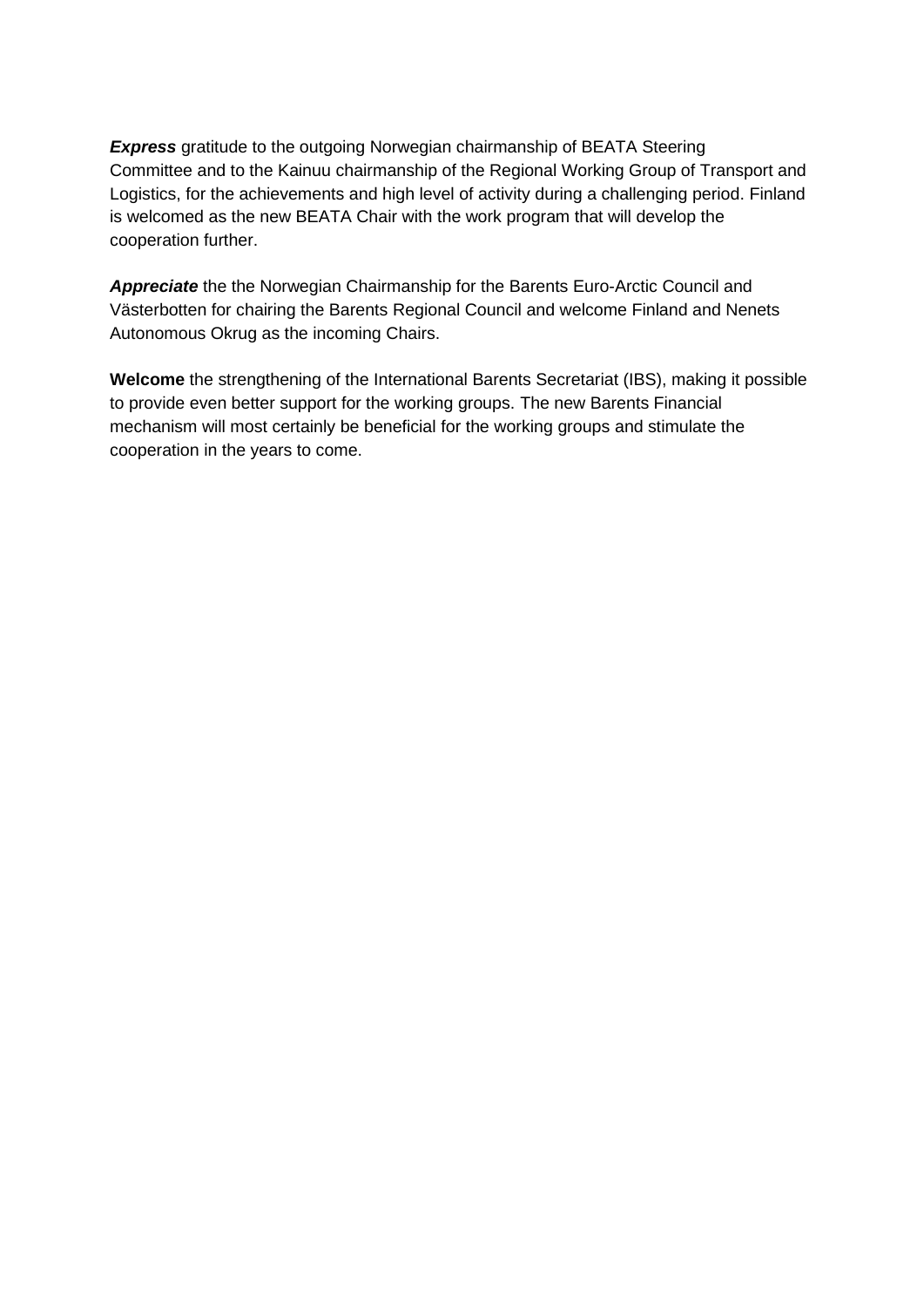***Express*** gratitude to the outgoing Norwegian chairmanship of BEATA Steering Committee and to the Kainuu chairmanship of the Regional Working Group of Transport and Logistics, for the achievements and high level of activity during a challenging period. Finland is welcomed as the new BEATA Chair with the work program that will develop the cooperation further.

***Appreciate*** the the Norwegian Chairmanship for the Barents Euro-Arctic Council and Västerbotten for chairing the Barents Regional Council and welcome Finland and Nenets Autonomous Okrug as the incoming Chairs.

**Welcome** the strengthening of the International Barents Secretariat (IBS), making it possible to provide even better support for the working groups. The new Barents Financial mechanism will most certainly be beneficial for the working groups and stimulate the cooperation in the years to come.